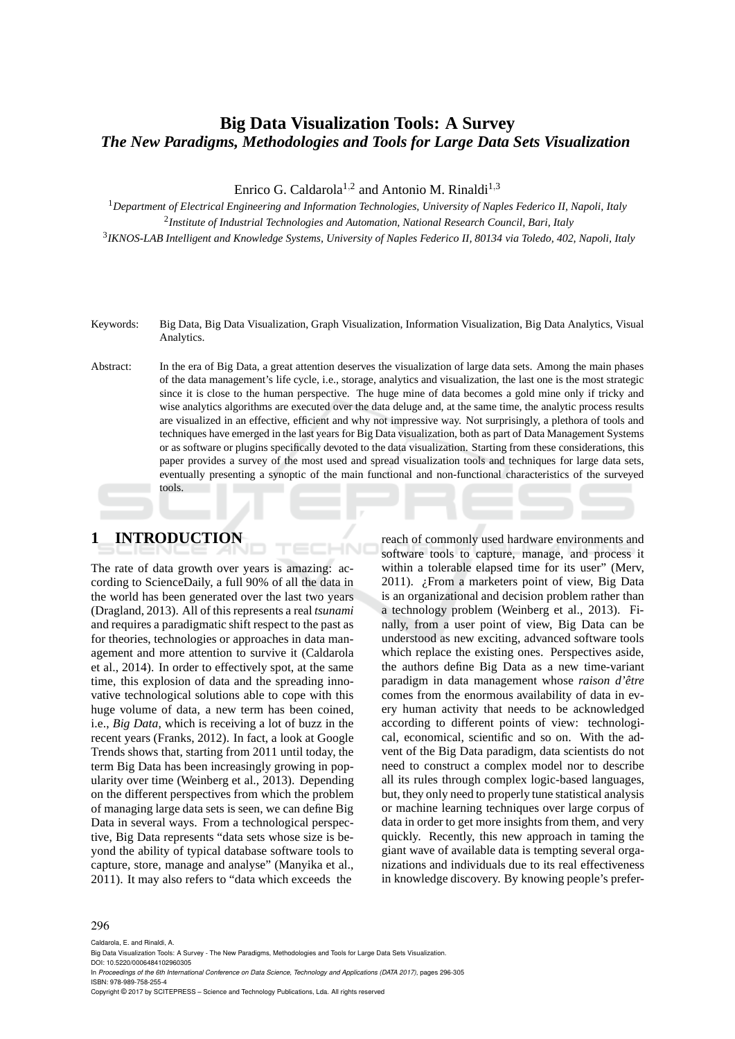# Big Data Visualization Tools: A Survey

## *The New Paradigms, Methodologies and Tools for Large Data Sets Visualization*

Enrico G. Caldarola[1,2] and Antonio M. Rinaldi[1,3]

[1]*Department of Electrical Engineering and Information Technologies, University of Naples Federico II, Napoli, Italy*
[2]*Institute of Industrial Technologies and Automation, National Research Council, Bari, Italy*
[3]*IKNOS-LAB Intelligent and Knowledge Systems, University of Naples Federico II, 80134 via Toledo, 402, Napoli, Italy*

Keywords: Big Data, Big Data Visualization, Graph Visualization, Information Visualization, Big Data Analytics, Visual Analytics.

Abstract: In the era of Big Data, a great attention deserves the visualization of large data sets. Among the main phases of the data management's life cycle, i.e., storage, analytics and visualization, the last one is the most strategic since it is close to the human perspective. The huge mine of data becomes a gold mine only if tricky and wise analytics algorithms are executed over the data deluge and, at the same time, the analytic process results are visualized in an effective, efficient and why not impressive way. Not surprisingly, a plethora of tools and techniques have emerged in the last years for Big Data visualization, both as part of Data Management Systems or as software or plugins specifically devoted to the data visualization. Starting from these considerations, this paper provides a survey of the most used and spread visualization tools and techniques for large data sets, eventually presenting a synoptic of the main functional and non-functional characteristics of the surveyed tools.

## 1 INTRODUCTION

The rate of data growth over years is amazing: according to ScienceDaily, a full 90% of all the data in the world has been generated over the last two years (Dragland, 2013). All of this represents a real *tsunami* and requires a paradigmatic shift respect to the past as for theories, technologies or approaches in data management and more attention to survive it (Caldarola et al., 2014). In order to effectively spot, at the same time, this explosion of data and the spreading innovative technological solutions able to cope with this huge volume of data, a new term has been coined, i.e., *Big Data*, which is receiving a lot of buzz in the recent years (Franks, 2012). In fact, a look at Google Trends shows that, starting from 2011 until today, the term Big Data has been increasingly growing in popularity over time (Weinberg et al., 2013). Depending on the different perspectives from which the problem of managing large data sets is seen, we can define Big Data in several ways. From a technological perspective, Big Data represents "data sets whose size is beyond the ability of typical database software tools to capture, store, manage and analyse" (Manyika et al., 2011). It may also refers to "data which exceeds the reach of commonly used hardware environments and software tools to capture, manage, and process it within a tolerable elapsed time for its user" (Merv, 2011). ¿From a marketers point of view, Big Data is an organizational and decision problem rather than a technology problem (Weinberg et al., 2013). Finally, from a user point of view, Big Data can be understood as new exciting, advanced software tools which replace the existing ones. Perspectives aside, the authors define Big Data as a new time-variant paradigm in data management whose *raison d'être* comes from the enormous availability of data in every human activity that needs to be acknowledged according to different points of view: technological, economical, scientific and so on. With the advent of the Big Data paradigm, data scientists do not need to construct a complex model nor to describe all its rules through complex logic-based languages, but, they only need to properly tune statistical analysis or machine learning techniques over large corpus of data in order to get more insights from them, and very quickly. Recently, this new approach in taming the giant wave of available data is tempting several organizations and individuals due to its real effectiveness in knowledge discovery. By knowing people's prefer-

Caldarola, E. and Rinaldi, A.
Big Data Visualization Tools: A Survey - The New Paradigms, Methodologies and Tools for Large Data Sets Visualization.
DOI: 10.5220/0006484102960305
In *Proceedings of the 6th International Conference on Data Science, Technology and Applications (DATA 2017)*, pages 296-305
ISBN: 978-989-758-255-4
Copyright © 2017 by SCITEPRESS – Science and Technology Publications, Lda. All rights reserved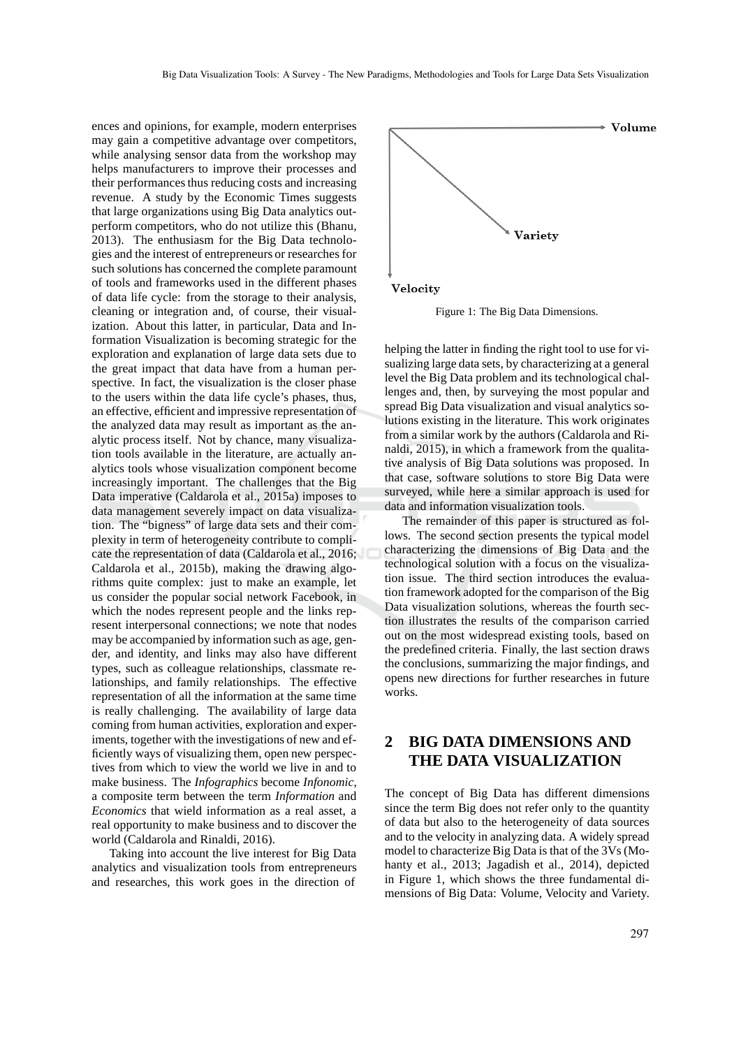ences and opinions, for example, modern enterprises may gain a competitive advantage over competitors, while analysing sensor data from the workshop may helps manufacturers to improve their processes and their performances thus reducing costs and increasing revenue. A study by the Economic Times suggests that large organizations using Big Data analytics outperform competitors, who do not utilize this (Bhanu, 2013). The enthusiasm for the Big Data technologies and the interest of entrepreneurs or researches for such solutions has concerned the complete paramount of tools and frameworks used in the different phases of data life cycle: from the storage to their analysis, cleaning or integration and, of course, their visualization. About this latter, in particular, Data and Information Visualization is becoming strategic for the exploration and explanation of large data sets due to the great impact that data have from a human perspective. In fact, the visualization is the closer phase to the users within the data life cycle's phases, thus, an effective, efficient and impressive representation of the analyzed data may result as important as the analytic process itself. Not by chance, many visualization tools available in the literature, are actually analytics tools whose visualization component become increasingly important. The challenges that the Big Data imperative (Caldarola et al., 2015a) imposes to data management severely impact on data visualization. The "bigness" of large data sets and their complexity in term of heterogeneity contribute to complicate the representation of data (Caldarola et al., 2016; Caldarola et al., 2015b), making the drawing algorithms quite complex: just to make an example, let us consider the popular social network Facebook, in which the nodes represent people and the links represent interpersonal connections; we note that nodes may be accompanied by information such as age, gender, and identity, and links may also have different types, such as colleague relationships, classmate relationships, and family relationships. The effective representation of all the information at the same time is really challenging. The availability of large data coming from human activities, exploration and experiments, together with the investigations of new and efficiently ways of visualizing them, open new perspectives from which to view the world we live in and to make business. The *Infographics* become *Infonomic*, a composite term between the term *Information* and *Economics* that wield information as a real asset, a real opportunity to make business and to discover the world (Caldarola and Rinaldi, 2016).

Taking into account the live interest for Big Data analytics and visualization tools from entrepreneurs and researches, this work goes in the direction of helping the latter in finding the right tool to use for visualizing large data sets, by characterizing at a general level the Big Data problem and its technological challenges and, then, by surveying the most popular and spread Big Data visualization and visual analytics solutions existing in the literature. This work originates from a similar work by the authors (Caldarola and Rinaldi, 2015), in which a framework from the qualitative analysis of Big Data solutions was proposed. In that case, software solutions to store Big Data were surveyed, while here a similar approach is used for data and information visualization tools.

Volume

Variety

Velocity

Figure 1: The Big Data Dimensions.

The remainder of this paper is structured as follows. The second section presents the typical model characterizing the dimensions of Big Data and the technological solution with a focus on the visualization issue. The third section introduces the evaluation framework adopted for the comparison of the Big Data visualization solutions, whereas the fourth section illustrates the results of the comparison carried out on the most widespread existing tools, based on the predefined criteria. Finally, the last section draws the conclusions, summarizing the major findings, and opens new directions for further researches in future works.

## 2 BIG DATA DIMENSIONS AND THE DATA VISUALIZATION

The concept of Big Data has different dimensions since the term Big does not refer only to the quantity of data but also to the heterogeneity of data sources and to the velocity in analyzing data. A widely spread model to characterize Big Data is that of the 3Vs (Mohanty et al., 2013; Jagadish et al., 2014), depicted in Figure 1, which shows the three fundamental dimensions of Big Data: Volume, Velocity and Variety.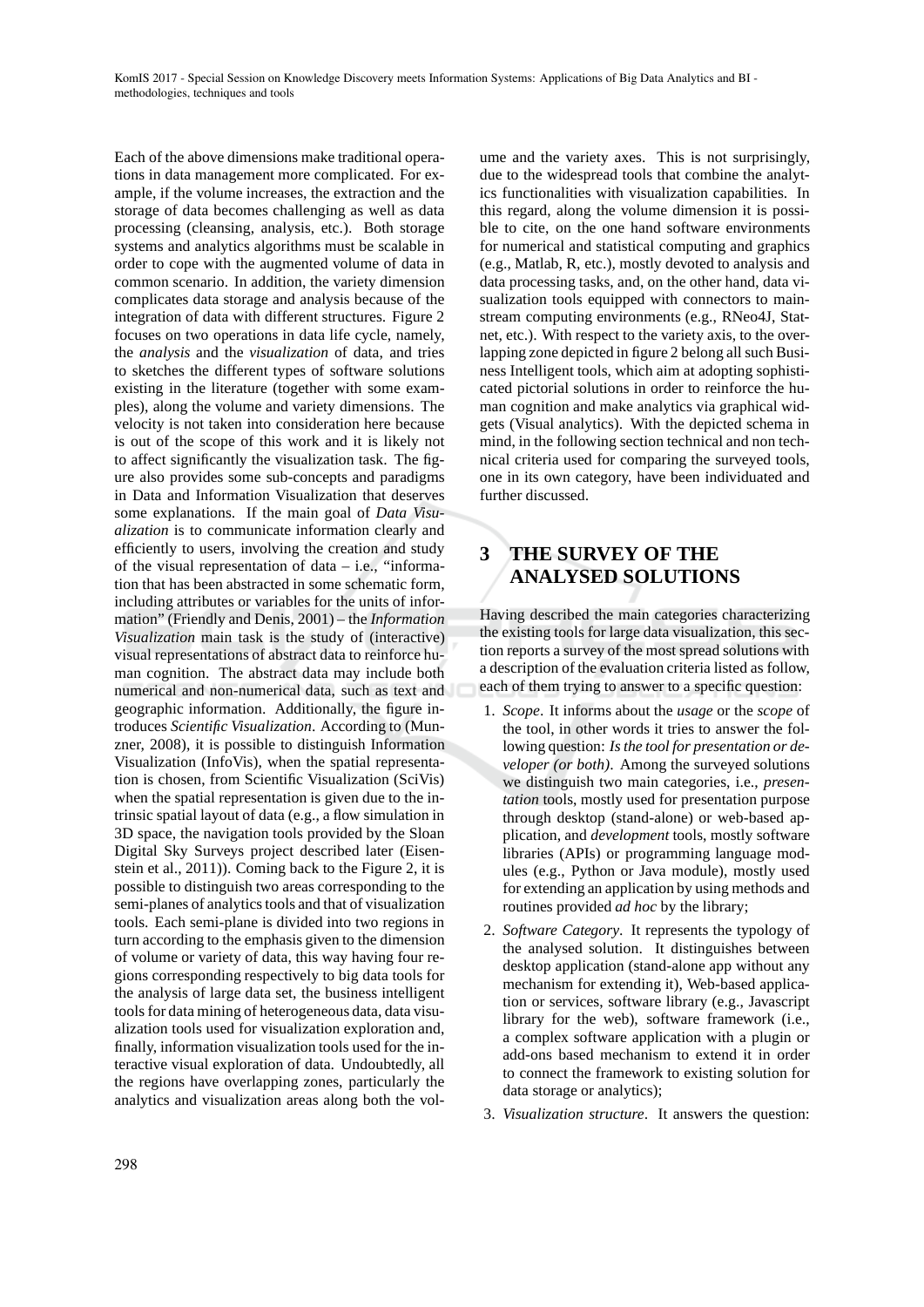Each of the above dimensions make traditional operations in data management more complicated. For example, if the volume increases, the extraction and the storage of data becomes challenging as well as data processing (cleansing, analysis, etc.). Both storage systems and analytics algorithms must be scalable in order to cope with the augmented volume of data in common scenario. In addition, the variety dimension complicates data storage and analysis because of the integration of data with different structures. Figure 2 focuses on two operations in data life cycle, namely, the *analysis* and the *visualization* of data, and tries to sketches the different types of software solutions existing in the literature (together with some examples), along the volume and variety dimensions. The velocity is not taken into consideration here because is out of the scope of this work and it is likely not to affect significantly the visualization task. The figure also provides some sub-concepts and paradigms in Data and Information Visualization that deserves some explanations. If the main goal of *Data Visualization* is to communicate information clearly and efficiently to users, involving the creation and study of the visual representation of data – i.e., "information that has been abstracted in some schematic form, including attributes or variables for the units of information" (Friendly and Denis, 2001) – the *Information Visualization* main task is the study of (interactive) visual representations of abstract data to reinforce human cognition. The abstract data may include both numerical and non-numerical data, such as text and geographic information. Additionally, the figure introduces *Scientific Visualization*. According to (Munzner, 2008), it is possible to distinguish Information Visualization (InfoVis), when the spatial representation is chosen, from Scientific Visualization (SciVis) when the spatial representation is given due to the intrinsic spatial layout of data (e.g., a flow simulation in 3D space, the navigation tools provided by the Sloan Digital Sky Surveys project described later (Eisenstein et al., 2011)). Coming back to the Figure 2, it is possible to distinguish two areas corresponding to the semi-planes of analytics tools and that of visualization tools. Each semi-plane is divided into two regions in turn according to the emphasis given to the dimension of volume or variety of data, this way having four regions corresponding respectively to big data tools for the analysis of large data set, the business intelligent tools for data mining of heterogeneous data, data visualization tools used for visualization exploration and, finally, information visualization tools used for the interactive visual exploration of data. Undoubtedly, all the regions have overlapping zones, particularly the analytics and visualization areas along both the volume and the variety axes. This is not surprisingly, due to the widespread tools that combine the analytics functionalities with visualization capabilities. In this regard, along the volume dimension it is possible to cite, on the one hand software environments for numerical and statistical computing and graphics (e.g., Matlab, R, etc.), mostly devoted to analysis and data processing tasks, and, on the other hand, data visualization tools equipped with connectors to mainstream computing environments (e.g., RNeo4J, Statnet, etc.). With respect to the variety axis, to the overlapping zone depicted in figure 2 belong all such Business Intelligent tools, which aim at adopting sophisticated pictorial solutions in order to reinforce the human cognition and make analytics via graphical widgets (Visual analytics). With the depicted schema in mind, in the following section technical and non technical criteria used for comparing the surveyed tools, one in its own category, have been individuated and further discussed.

# 3 THE SURVEY OF THE ANALYSED SOLUTIONS

Having described the main categories characterizing the existing tools for large data visualization, this section reports a survey of the most spread solutions with a description of the evaluation criteria listed as follow, each of them trying to answer to a specific question:

1. *Scope*. It informs about the *usage* or the *scope* of the tool, in other words it tries to answer the following question: *Is the tool for presentation or developer (or both)*. Among the surveyed solutions we distinguish two main categories, i.e., *presentation* tools, mostly used for presentation purpose through desktop (stand-alone) or web-based application, and *development* tools, mostly software libraries (APIs) or programming language modules (e.g., Python or Java module), mostly used for extending an application by using methods and routines provided *ad hoc* by the library;
2. *Software Category*. It represents the typology of the analysed solution. It distinguishes between desktop application (stand-alone app without any mechanism for extending it), Web-based application or services, software library (e.g., Javascript library for the web), software framework (i.e., a complex software application with a plugin or add-ons based mechanism to extend it in order to connect the framework to existing solution for data storage or analytics);
3. *Visualization structure*. It answers the question: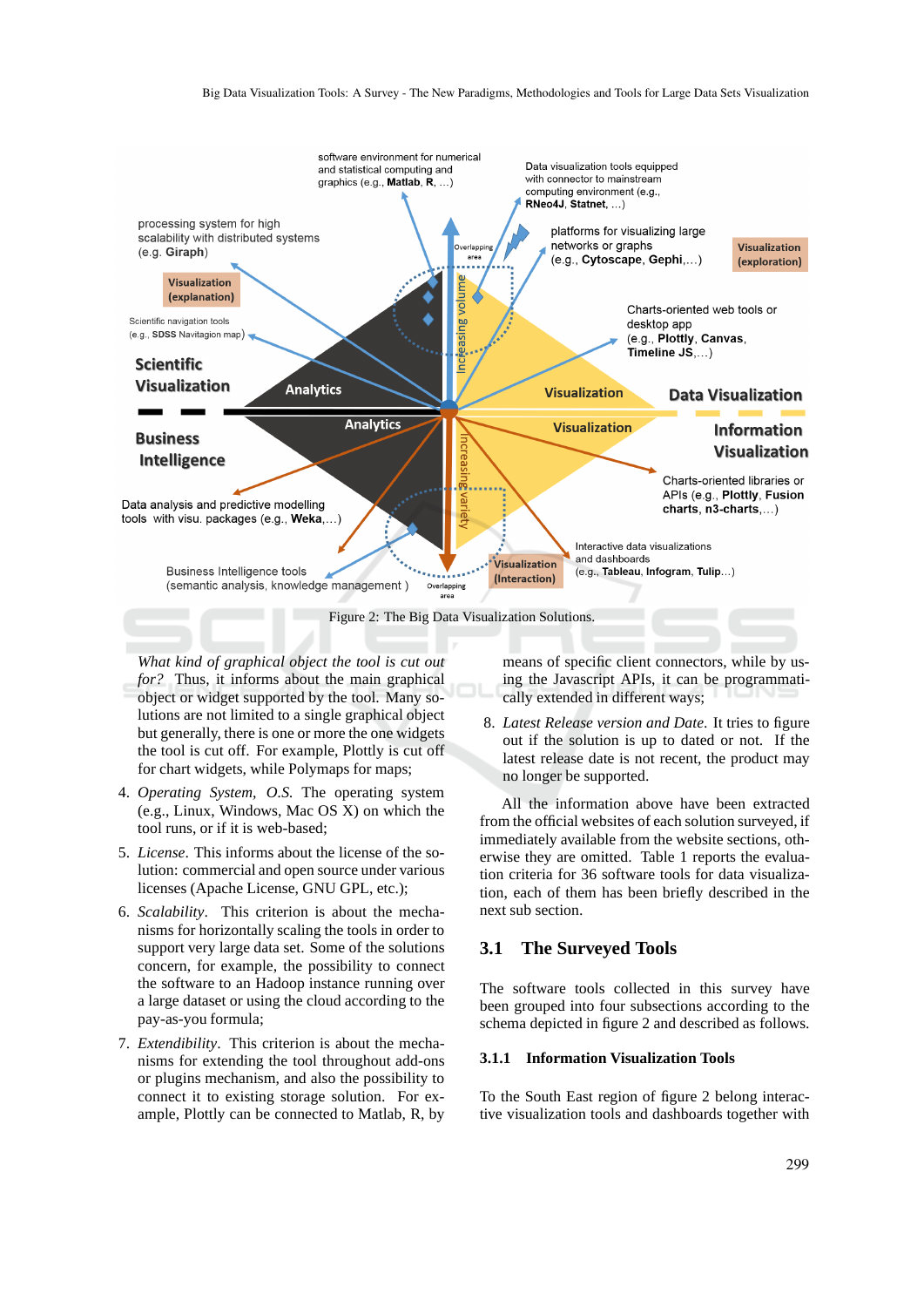Figure 2: The Big Data Visualization Solutions.

*What kind of graphical object the tool is cut out for?* Thus, it informs about the main graphical object or widget supported by the tool. Many solutions are not limited to a single graphical object but generally, there is one or more the widgets the tool is cut off. For example, Plottly is cut off for chart widgets, while Polymaps for maps;

4. *Operating System, O.S.* The operating system (e.g., Linux, Windows, Mac OS X) on which the tool runs, or if it is web-based;
5. *License*. This informs about the license of the solution: commercial and open source under various licenses (Apache License, GNU GPL, etc.);
6. *Scalability*. This criterion is about the mechanisms for horizontally scaling the tools in order to support very large data set. Some of the solutions concern, for example, the possibility to connect the software to an Hadoop instance running over a large dataset or using the cloud according to the pay-as-you formula;
7. *Extendibility*. This criterion is about the mechanisms for extending the tool throughout add-ons or plugins mechanism, and also the possibility to connect it to existing storage solution. For example, Plottly can be connected to Matlab, R, by means of specific client connectors, while by using the Javascript APIs, it can be programmatically extended in different ways;
8. *Latest Release version and Date*. It tries to figure out if the solution is up to dated or not. If the latest release date is not recent, the product may no longer be supported.

All the information above have been extracted from the official websites of each solution surveyed, if immediately available from the website sections, otherwise they are omitted. Table 1 reports the evaluation criteria for 36 software tools for data visualization, each of them has been briefly described in the next sub section.

### 3.1 The Surveyed Tools

The software tools collected in this survey have been grouped into four subsections according to the schema depicted in figure 2 and described as follows.

#### 3.1.1 Information Visualization Tools

To the South East region of figure 2 belong interactive visualization tools and dashboards together with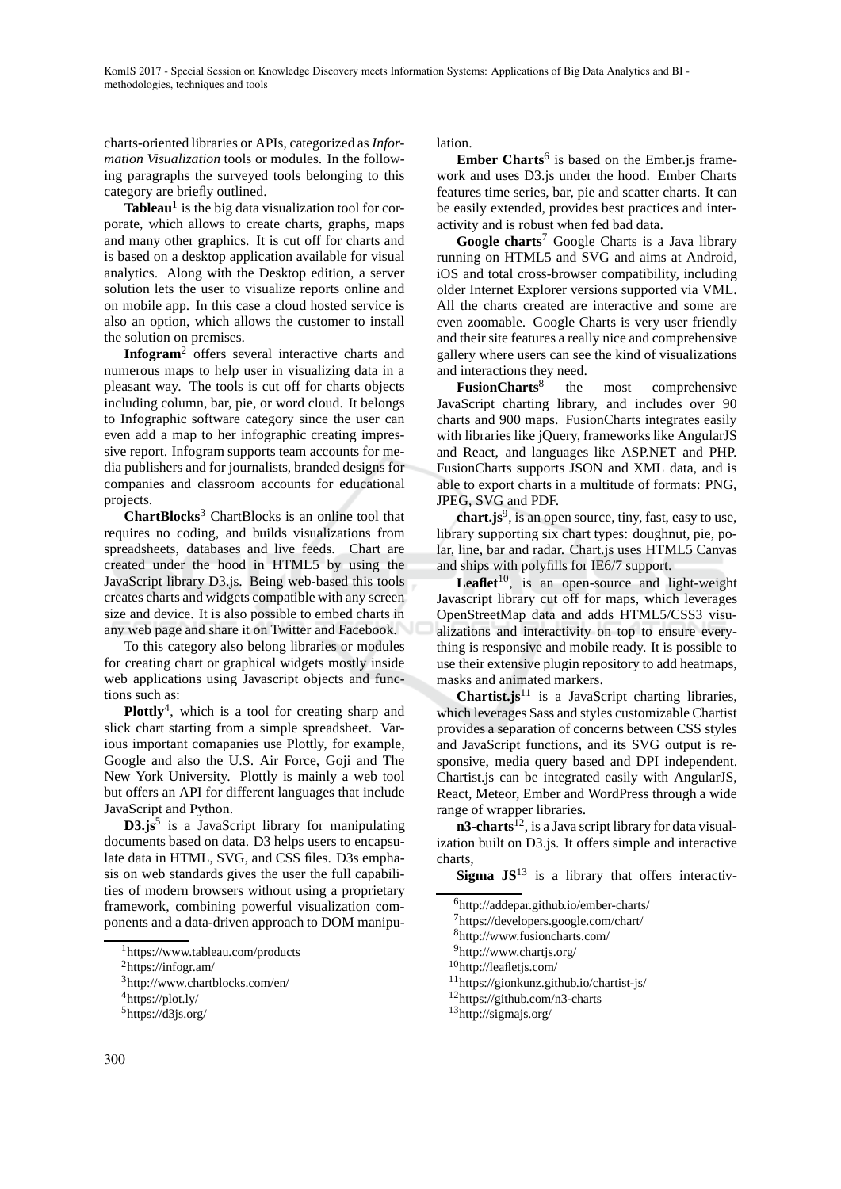charts-oriented libraries or APIs, categorized as *Information Visualization* tools or modules. In the following paragraphs the surveyed tools belonging to this category are briefly outlined.

**Tableau**[1] is the big data visualization tool for corporate, which allows to create charts, graphs, maps and many other graphics. It is cut off for charts and is based on a desktop application available for visual analytics. Along with the Desktop edition, a server solution lets the user to visualize reports online and on mobile app. In this case a cloud hosted service is also an option, which allows the customer to install the solution on premises.

**Infogram**[2] offers several interactive charts and numerous maps to help user in visualizing data in a pleasant way. The tools is cut off for charts objects including column, bar, pie, or word cloud. It belongs to Infographic software category since the user can even add a map to her infographic creating impressive report. Infogram supports team accounts for media publishers and for journalists, branded designs for companies and classroom accounts for educational projects.

**ChartBlocks**[3] ChartBlocks is an online tool that requires no coding, and builds visualizations from spreadsheets, databases and live feeds. Chart are created under the hood in HTML5 by using the JavaScript library D3.js. Being web-based this tools creates charts and widgets compatible with any screen size and device. It is also possible to embed charts in any web page and share it on Twitter and Facebook.

To this category also belong libraries or modules for creating chart or graphical widgets mostly inside web applications using Javascript objects and functions such as:

**Plottly**[4], which is a tool for creating sharp and slick chart starting from a simple spreadsheet. Various important comapanies use Plottly, for example, Google and also the U.S. Air Force, Goji and The New York University. Plottly is mainly a web tool but offers an API for different languages that include JavaScript and Python.

**D3.js**[5] is a JavaScript library for manipulating documents based on data. D3 helps users to encapsulate data in HTML, SVG, and CSS files. D3s emphasis on web standards gives the user the full capabilities of modern browsers without using a proprietary framework, combining powerful visualization components and a data-driven approach to DOM manipulation.

**Ember Charts**[6] is based on the Ember.js framework and uses D3.js under the hood. Ember Charts features time series, bar, pie and scatter charts. It can be easily extended, provides best practices and interactivity and is robust when fed bad data.

**Google charts**[7] Google Charts is a Java library running on HTML5 and SVG and aims at Android, iOS and total cross-browser compatibility, including older Internet Explorer versions supported via VML. All the charts created are interactive and some are even zoomable. Google Charts is very user friendly and their site features a really nice and comprehensive gallery where users can see the kind of visualizations and interactions they need.

**FusionCharts**[8] the most comprehensive JavaScript charting library, and includes over 90 charts and 900 maps. FusionCharts integrates easily with libraries like jQuery, frameworks like AngularJS and React, and languages like ASP.NET and PHP. FusionCharts supports JSON and XML data, and is able to export charts in a multitude of formats: PNG, JPEG, SVG and PDF.

**chart.js**[9], is an open source, tiny, fast, easy to use, library supporting six chart types: doughnut, pie, polar, line, bar and radar. Chart.js uses HTML5 Canvas and ships with polyfills for IE6/7 support.

**Leaflet**[10], is an open-source and light-weight Javascript library cut off for maps, which leverages OpenStreetMap data and adds HTML5/CSS3 visualizations and interactivity on top to ensure everything is responsive and mobile ready. It is possible to use their extensive plugin repository to add heatmaps, masks and animated markers.

**Chartist.js**[11] is a JavaScript charting libraries, which leverages Sass and styles customizable Chartist provides a separation of concerns between CSS styles and JavaScript functions, and its SVG output is responsive, media query based and DPI independent. Chartist.js can be integrated easily with AngularJS, React, Meteor, Ember and WordPress through a wide range of wrapper libraries.

**n3-charts**[12], is a Java script library for data visualization built on D3.js. It offers simple and interactive charts,

**Sigma JS**[13] is a library that offers interactiv-

[1] https://www.tableau.com/products
[2] https://infogr.am/
[3] http://www.chartblocks.com/en/
[4] https://plot.ly/
[5] https://d3js.org/
[6] http://addepar.github.io/ember-charts/
[7] https://developers.google.com/chart/
[8] http://www.fusioncharts.com/
[9] http://www.chartjs.org/
[10] http://leafletjs.com/
[11] https://gionkunz.github.io/chartist-js/
[12] https://github.com/n3-charts
[13] http://sigmajs.org/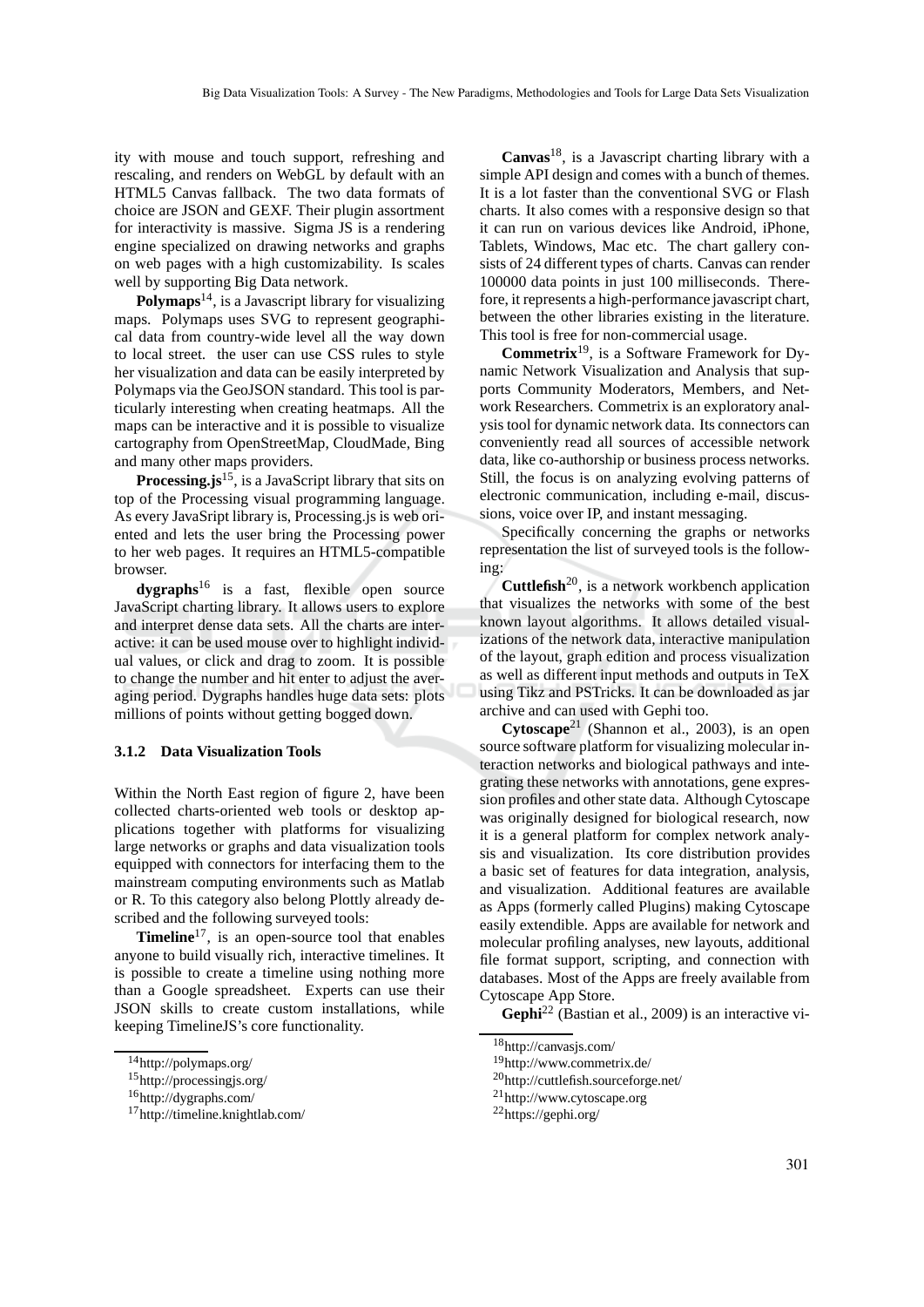ity with mouse and touch support, refreshing and rescaling, and renders on WebGL by default with an HTML5 Canvas fallback. The two data formats of choice are JSON and GEXF. Their plugin assortment for interactivity is massive. Sigma JS is a rendering engine specialized on drawing networks and graphs on web pages with a high customizability. Is scales well by supporting Big Data network.

**Polymaps**[14], is a Javascript library for visualizing maps. Polymaps uses SVG to represent geographical data from country-wide level all the way down to local street. the user can use CSS rules to style her visualization and data can be easily interpreted by Polymaps via the GeoJSON standard. This tool is particularly interesting when creating heatmaps. All the maps can be interactive and it is possible to visualize cartography from OpenStreetMap, CloudMade, Bing and many other maps providers.

**Processing.js**[15], is a JavaScript library that sits on top of the Processing visual programming language. As every JavaSript library is, Processing.js is web oriented and lets the user bring the Processing power to her web pages. It requires an HTML5-compatible browser.

**dygraphs**[16] is a fast, flexible open source JavaScript charting library. It allows users to explore and interpret dense data sets. All the charts are interactive: it can be used mouse over to highlight individual values, or click and drag to zoom. It is possible to change the number and hit enter to adjust the averaging period. Dygraphs handles huge data sets: plots millions of points without getting bogged down.

#### 3.1.2 Data Visualization Tools

Within the North East region of figure 2, have been collected charts-oriented web tools or desktop applications together with platforms for visualizing large networks or graphs and data visualization tools equipped with connectors for interfacing them to the mainstream computing environments such as Matlab or R. To this category also belong Plottly already described and the following surveyed tools:

**Timeline**[17], is an open-source tool that enables anyone to build visually rich, interactive timelines. It is possible to create a timeline using nothing more than a Google spreadsheet. Experts can use their JSON skills to create custom installations, while keeping TimelineJS's core functionality.

**Canvas**[18], is a Javascript charting library with a simple API design and comes with a bunch of themes. It is a lot faster than the conventional SVG or Flash charts. It also comes with a responsive design so that it can run on various devices like Android, iPhone, Tablets, Windows, Mac etc. The chart gallery consists of 24 different types of charts. Canvas can render 100000 data points in just 100 milliseconds. Therefore, it represents a high-performance javascript chart, between the other libraries existing in the literature. This tool is free for non-commercial usage.

**Commetrix**[19], is a Software Framework for Dynamic Network Visualization and Analysis that supports Community Moderators, Members, and Network Researchers. Commetrix is an exploratory analysis tool for dynamic network data. Its connectors can conveniently read all sources of accessible network data, like co-authorship or business process networks. Still, the focus is on analyzing evolving patterns of electronic communication, including e-mail, discussions, voice over IP, and instant messaging.

Specifically concerning the graphs or networks representation the list of surveyed tools is the following:

**Cuttlefish**[20], is a network workbench application that visualizes the networks with some of the best known layout algorithms. It allows detailed visualizations of the network data, interactive manipulation of the layout, graph edition and process visualization as well as different input methods and outputs in TeX using Tikz and PSTricks. It can be downloaded as jar archive and can used with Gephi too.

**Cytoscape**[21] (Shannon et al., 2003), is an open source software platform for visualizing molecular interaction networks and biological pathways and integrating these networks with annotations, gene expression profiles and other state data. Although Cytoscape was originally designed for biological research, now it is a general platform for complex network analysis and visualization. Its core distribution provides a basic set of features for data integration, analysis, and visualization. Additional features are available as Apps (formerly called Plugins) making Cytoscape easily extendible. Apps are available for network and molecular profiling analyses, new layouts, additional file format support, scripting, and connection with databases. Most of the Apps are freely available from Cytoscape App Store.

**Gephi**[22] (Bastian et al., 2009) is an interactive vi-

[14] http://polymaps.org/

[15] http://processingjs.org/

[16] http://dygraphs.com/

[17] http://timeline.knightlab.com/

[18] http://canvasjs.com/

[19] http://www.commetrix.de/

[20] http://cuttlefish.sourceforge.net/

[21] http://www.cytoscape.org

[22] https://gephi.org/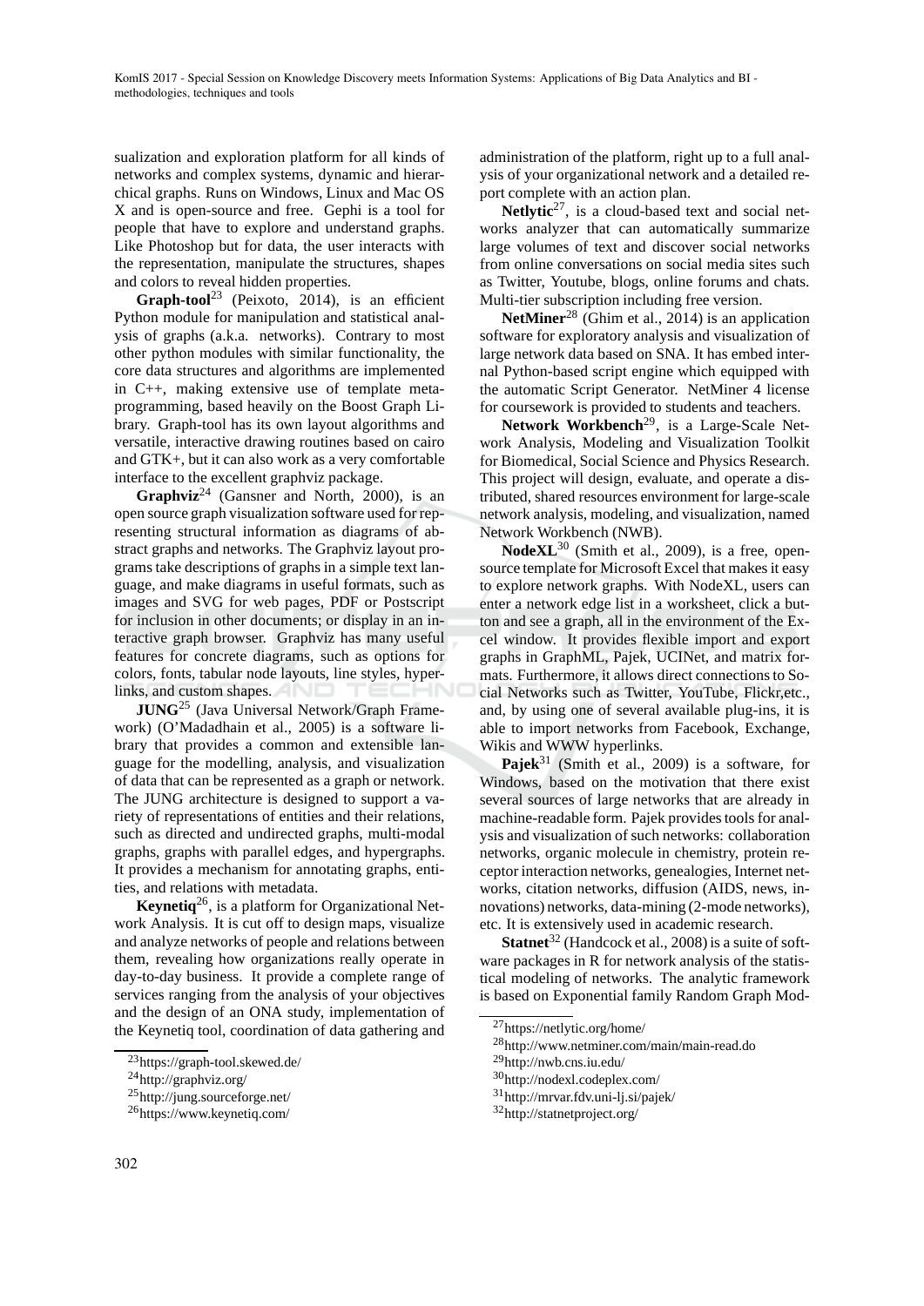sualization and exploration platform for all kinds of networks and complex systems, dynamic and hierarchical graphs. Runs on Windows, Linux and Mac OS X and is open-source and free. Gephi is a tool for people that have to explore and understand graphs. Like Photoshop but for data, the user interacts with the representation, manipulate the structures, shapes and colors to reveal hidden properties.

**Graph-tool**[23] (Peixoto, 2014), is an efficient Python module for manipulation and statistical analysis of graphs (a.k.a. networks). Contrary to most other python modules with similar functionality, the core data structures and algorithms are implemented in C++, making extensive use of template metaprogramming, based heavily on the Boost Graph Library. Graph-tool has its own layout algorithms and versatile, interactive drawing routines based on cairo and GTK+, but it can also work as a very comfortable interface to the excellent graphviz package.

**Graphviz**[24] (Gansner and North, 2000), is an open source graph visualization software used for representing structural information as diagrams of abstract graphs and networks. The Graphviz layout programs take descriptions of graphs in a simple text language, and make diagrams in useful formats, such as images and SVG for web pages, PDF or Postscript for inclusion in other documents; or display in an interactive graph browser. Graphviz has many useful features for concrete diagrams, such as options for colors, fonts, tabular node layouts, line styles, hyperlinks, and custom shapes.

**JUNG**[25] (Java Universal Network/Graph Framework) (O'Madadhain et al., 2005) is a software library that provides a common and extensible language for the modelling, analysis, and visualization of data that can be represented as a graph or network. The JUNG architecture is designed to support a variety of representations of entities and their relations, such as directed and undirected graphs, multi-modal graphs, graphs with parallel edges, and hypergraphs. It provides a mechanism for annotating graphs, entities, and relations with metadata.

**Keynetiq**[26], is a platform for Organizational Network Analysis. It is cut off to design maps, visualize and analyze networks of people and relations between them, revealing how organizations really operate in day-to-day business. It provide a complete range of services ranging from the analysis of your objectives and the design of an ONA study, implementation of the Keynetiq tool, coordination of data gathering and administration of the platform, right up to a full analysis of your organizational network and a detailed report complete with an action plan.

**Netlytic**[27], is a cloud-based text and social networks analyzer that can automatically summarize large volumes of text and discover social networks from online conversations on social media sites such as Twitter, Youtube, blogs, online forums and chats. Multi-tier subscription including free version.

**NetMiner**[28] (Ghim et al., 2014) is an application software for exploratory analysis and visualization of large network data based on SNA. It has embed internal Python-based script engine which equipped with the automatic Script Generator. NetMiner 4 license for coursework is provided to students and teachers.

**Network Workbench**[29], is a Large-Scale Network Analysis, Modeling and Visualization Toolkit for Biomedical, Social Science and Physics Research. This project will design, evaluate, and operate a distributed, shared resources environment for large-scale network analysis, modeling, and visualization, named Network Workbench (NWB).

**NodeXL**[30] (Smith et al., 2009), is a free, open-source template for Microsoft Excel that makes it easy to explore network graphs. With NodeXL, users can enter a network edge list in a worksheet, click a button and see a graph, all in the environment of the Excel window. It provides flexible import and export graphs in GraphML, Pajek, UCINet, and matrix formats. Furthermore, it allows direct connections to Social Networks such as Twitter, YouTube, Flickr,etc., and, by using one of several available plug-ins, it is able to import networks from Facebook, Exchange, Wikis and WWW hyperlinks.

**Pajek**[31] (Smith et al., 2009) is a software, for Windows, based on the motivation that there exist several sources of large networks that are already in machine-readable form. Pajek provides tools for analysis and visualization of such networks: collaboration networks, organic molecule in chemistry, protein receptor interaction networks, genealogies, Internet networks, citation networks, diffusion (AIDS, news, innovations) networks, data-mining (2-mode networks), etc. It is extensively used in academic research.

**Statnet**[32] (Handcock et al., 2008) is a suite of software packages in R for network analysis of the statistical modeling of networks. The analytic framework is based on Exponential family Random Graph Mod-

[23] https://graph-tool.skewed.de/

[24] http://graphviz.org/

[25] http://jung.sourceforge.net/

[26] https://www.keynetiq.com/

[27] https://netlytic.org/home/

[28] http://www.netminer.com/main/main-read.do

[29] http://nwb.cns.iu.edu/

[30] http://nodexl.codeplex.com/

[31] http://mrvar.fdv.uni-lj.si/pajek/

[32] http://statnetproject.org/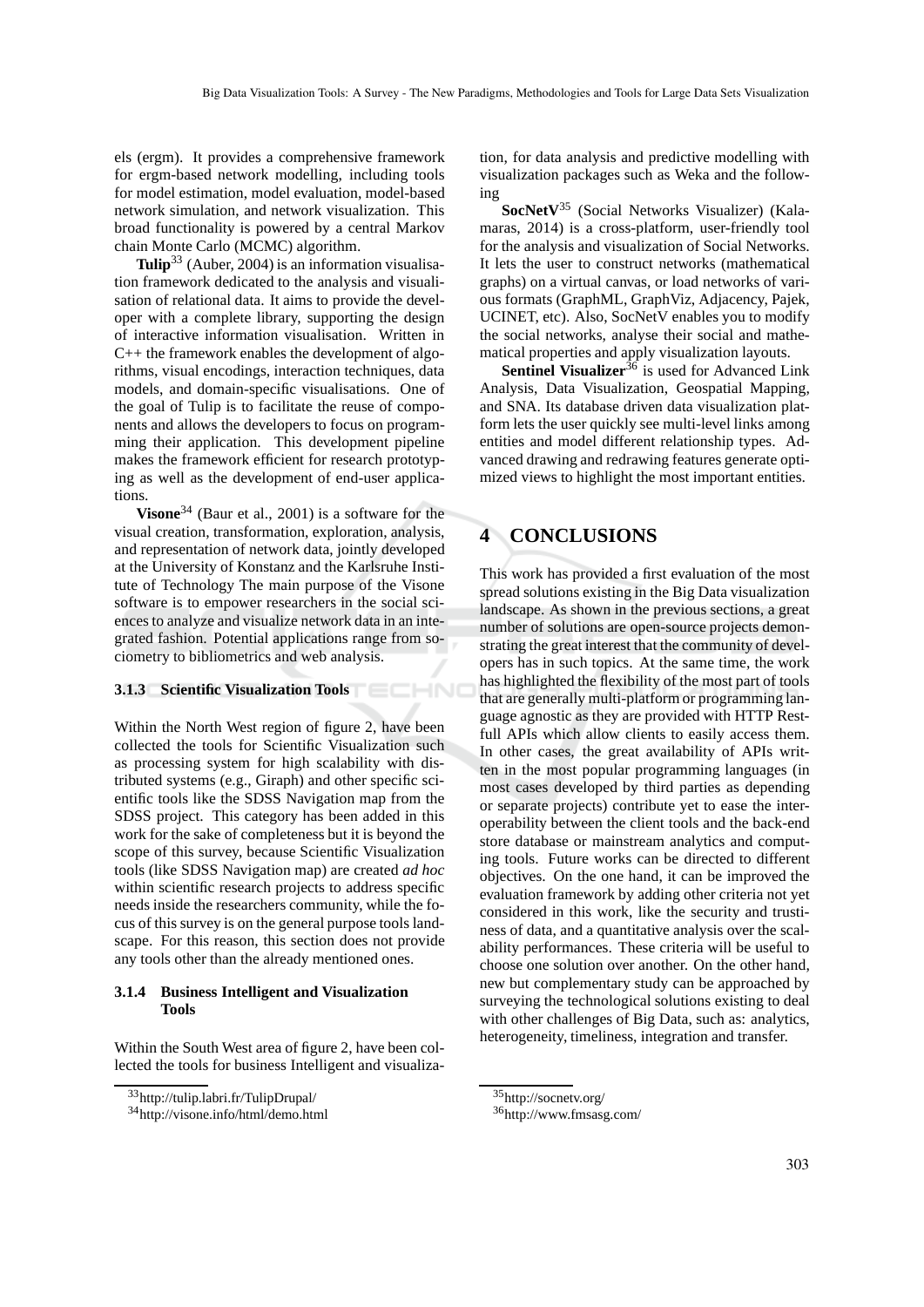els (ergm). It provides a comprehensive framework for ergm-based network modelling, including tools for model estimation, model evaluation, model-based network simulation, and network visualization. This broad functionality is powered by a central Markov chain Monte Carlo (MCMC) algorithm.

**Tulip**[33] (Auber, 2004) is an information visualisation framework dedicated to the analysis and visualisation of relational data. It aims to provide the developer with a complete library, supporting the design of interactive information visualisation. Written in C++ the framework enables the development of algorithms, visual encodings, interaction techniques, data models, and domain-specific visualisations. One of the goal of Tulip is to facilitate the reuse of components and allows the developers to focus on programming their application. This development pipeline makes the framework efficient for research prototyping as well as the development of end-user applications.

**Visone**[34] (Baur et al., 2001) is a software for the visual creation, transformation, exploration, analysis, and representation of network data, jointly developed at the University of Konstanz and the Karlsruhe Institute of Technology The main purpose of the Visone software is to empower researchers in the social sciences to analyze and visualize network data in an integrated fashion. Potential applications range from sociometry to bibliometrics and web analysis.

#### 3.1.3 Scientific Visualization Tools

Within the North West region of figure 2, have been collected the tools for Scientific Visualization such as processing system for high scalability with distributed systems (e.g., Giraph) and other specific scientific tools like the SDSS Navigation map from the SDSS project. This category has been added in this work for the sake of completeness but it is beyond the scope of this survey, because Scientific Visualization tools (like SDSS Navigation map) are created *ad hoc* within scientific research projects to address specific needs inside the researchers community, while the focus of this survey is on the general purpose tools landscape. For this reason, this section does not provide any tools other than the already mentioned ones.

#### 3.1.4 Business Intelligent and Visualization Tools

Within the South West area of figure 2, have been collected the tools for business Intelligent and visualization, for data analysis and predictive modelling with visualization packages such as Weka and the following

**SocNetV**[35] (Social Networks Visualizer) (Kalamaras, 2014) is a cross-platform, user-friendly tool for the analysis and visualization of Social Networks. It lets the user to construct networks (mathematical graphs) on a virtual canvas, or load networks of various formats (GraphML, GraphViz, Adjacency, Pajek, UCINET, etc). Also, SocNetV enables you to modify the social networks, analyse their social and mathematical properties and apply visualization layouts.

**Sentinel Visualizer**[36] is used for Advanced Link Analysis, Data Visualization, Geospatial Mapping, and SNA. Its database driven data visualization platform lets the user quickly see multi-level links among entities and model different relationship types. Advanced drawing and redrawing features generate optimized views to highlight the most important entities.

## 4 CONCLUSIONS

This work has provided a first evaluation of the most spread solutions existing in the Big Data visualization landscape. As shown in the previous sections, a great number of solutions are open-source projects demonstrating the great interest that the community of developers has in such topics. At the same time, the work has highlighted the flexibility of the most part of tools that are generally multi-platform or programming language agnostic as they are provided with HTTP Restfull APIs which allow clients to easily access them. In other cases, the great availability of APIs written in the most popular programming languages (in most cases developed by third parties as depending or separate projects) contribute yet to ease the interoperability between the client tools and the back-end store database or mainstream analytics and computing tools. Future works can be directed to different objectives. On the one hand, it can be improved the evaluation framework by adding other criteria not yet considered in this work, like the security and trustiness of data, and a quantitative analysis over the scalability performances. These criteria will be useful to choose one solution over another. On the other hand, new but complementary study can be approached by surveying the technological solutions existing to deal with other challenges of Big Data, such as: analytics, heterogeneity, timeliness, integration and transfer.

[33] http://tulip.labri.fr/TulipDrupal/

[34] http://visone.info/html/demo.html

[35] http://socnetv.org/

[36] http://www.fmsasg.com/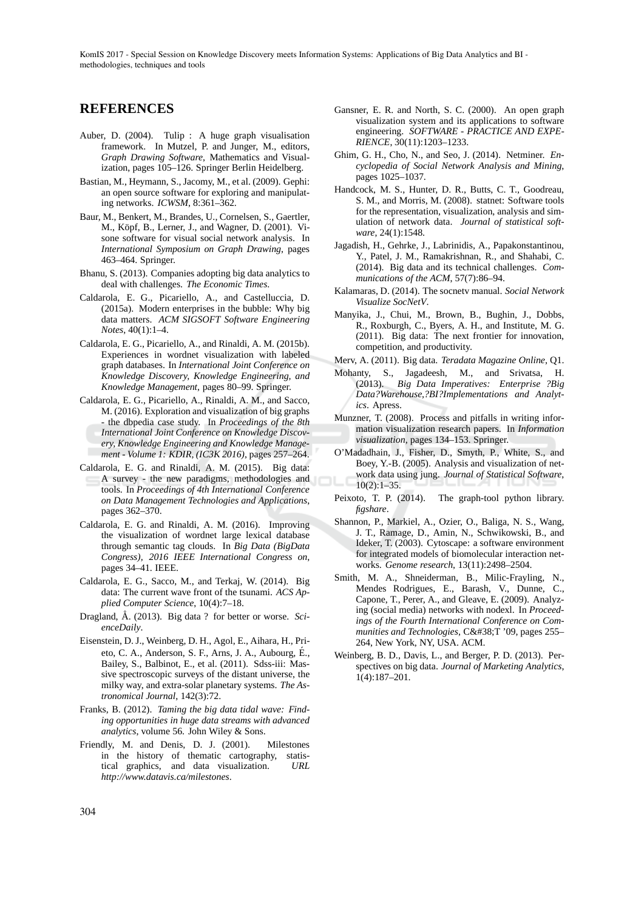## REFERENCES

Auber, D. (2004). Tulip : A huge graph visualisation framework. In Mutzel, P. and Junger, M., editors, *Graph Drawing Software*, Mathematics and Visualization, pages 105–126. Springer Berlin Heidelberg.

Bastian, M., Heymann, S., Jacomy, M., et al. (2009). Gephi: an open source software for exploring and manipulating networks. *ICWSM*, 8:361–362.

Baur, M., Benkert, M., Brandes, U., Cornelsen, S., Gaertler, M., Köpf, B., Lerner, J., and Wagner, D. (2001). Visone software for visual social network analysis. In *International Symposium on Graph Drawing*, pages 463–464. Springer.

Bhanu, S. (2013). Companies adopting big data analytics to deal with challenges. *The Economic Times*.

Caldarola, E. G., Picariello, A., and Castelluccia, D. (2015a). Modern enterprises in the bubble: Why big data matters. *ACM SIGSOFT Software Engineering Notes*, 40(1):1–4.

Caldarola, E. G., Picariello, A., and Rinaldi, A. M. (2015b). Experiences in wordnet visualization with labeled graph databases. In *International Joint Conference on Knowledge Discovery, Knowledge Engineering, and Knowledge Management*, pages 80–99. Springer.

Caldarola, E. G., Picariello, A., Rinaldi, A. M., and Sacco, M. (2016). Exploration and visualization of big graphs - the dbpedia case study. In *Proceedings of the 8th International Joint Conference on Knowledge Discovery, Knowledge Engineering and Knowledge Management - Volume 1: KDIR, (IC3K 2016)*, pages 257–264.

Caldarola, E. G. and Rinaldi, A. M. (2015). Big data: A survey - the new paradigms, methodologies and tools. In *Proceedings of 4th International Conference on Data Management Technologies and Applications*, pages 362–370.

Caldarola, E. G. and Rinaldi, A. M. (2016). Improving the visualization of wordnet large lexical database through semantic tag clouds. In *Big Data (BigData Congress), 2016 IEEE International Congress on*, pages 34–41. IEEE.

Caldarola, E. G., Sacco, M., and Terkaj, W. (2014). Big data: The current wave front of the tsunami. *ACS Applied Computer Science*, 10(4):7–18.

Dragland, Å. (2013). Big data ? for better or worse. *ScienceDaily*.

Eisenstein, D. J., Weinberg, D. H., Agol, E., Aihara, H., Prieto, C. A., Anderson, S. F., Arns, J. A., Aubourg, É., Bailey, S., Balbinot, E., et al. (2011). Sdss-iii: Massive spectroscopic surveys of the distant universe, the milky way, and extra-solar planetary systems. *The Astronomical Journal*, 142(3):72.

Franks, B. (2012). *Taming the big data tidal wave: Finding opportunities in huge data streams with advanced analytics*, volume 56. John Wiley & Sons.

Friendly, M. and Denis, D. J. (2001). Milestones in the history of thematic cartography, statistical graphics, and data visualization. *URL http://www.datavis.ca/milestones*.

Gansner, E. R. and North, S. C. (2000). An open graph visualization system and its applications to software engineering. *SOFTWARE - PRACTICE AND EXPERIENCE*, 30(11):1203–1233.

Ghim, G. H., Cho, N., and Seo, J. (2014). Netminer. *Encyclopedia of Social Network Analysis and Mining*, pages 1025–1037.

Handcock, M. S., Hunter, D. R., Butts, C. T., Goodreau, S. M., and Morris, M. (2008). statnet: Software tools for the representation, visualization, analysis and simulation of network data. *Journal of statistical software*, 24(1):1548.

Jagadish, H., Gehrke, J., Labrinidis, A., Papakonstantinou, Y., Patel, J. M., Ramakrishnan, R., and Shahabi, C. (2014). Big data and its technical challenges. *Communications of the ACM*, 57(7):86–94.

Kalamaras, D. (2014). The socnetv manual. *Social Network Visualize SocNetV*.

Manyika, J., Chui, M., Brown, B., Bughin, J., Dobbs, R., Roxburgh, C., Byers, A. H., and Institute, M. G. (2011). Big data: The next frontier for innovation, competition, and productivity.

Merv, A. (2011). Big data. *Teradata Magazine Online*, Q1.

Mohanty, S., Jagadeesh, M., and Srivatsa, H. (2013). *Big Data Imperatives: Enterprise ?Big Data?Warehouse,?BI?Implementations and Analytics*. Apress.

Munzner, T. (2008). Process and pitfalls in writing information visualization research papers. In *Information visualization*, pages 134–153. Springer.

O'Madadhain, J., Fisher, D., Smyth, P., White, S., and Boey, Y.-B. (2005). Analysis and visualization of network data using jung. *Journal of Statistical Software*, 10(2):1–35.

Peixoto, T. P. (2014). The graph-tool python library. *figshare*.

Shannon, P., Markiel, A., Ozier, O., Baliga, N. S., Wang, J. T., Ramage, D., Amin, N., Schwikowski, B., and Ideker, T. (2003). Cytoscape: a software environment for integrated models of biomolecular interaction networks. *Genome research*, 13(11):2498–2504.

Smith, M. A., Shneiderman, B., Milic-Frayling, N., Mendes Rodrigues, E., Barash, V., Dunne, C., Capone, T., Perer, A., and Gleave, E. (2009). Analyzing (social media) networks with nodexl. In *Proceedings of the Fourth International Conference on Communities and Technologies*, C&#38;T '09, pages 255–264, New York, NY, USA. ACM.

Weinberg, B. D., Davis, L., and Berger, P. D. (2013). Perspectives on big data. *Journal of Marketing Analytics*, 1(4):187–201.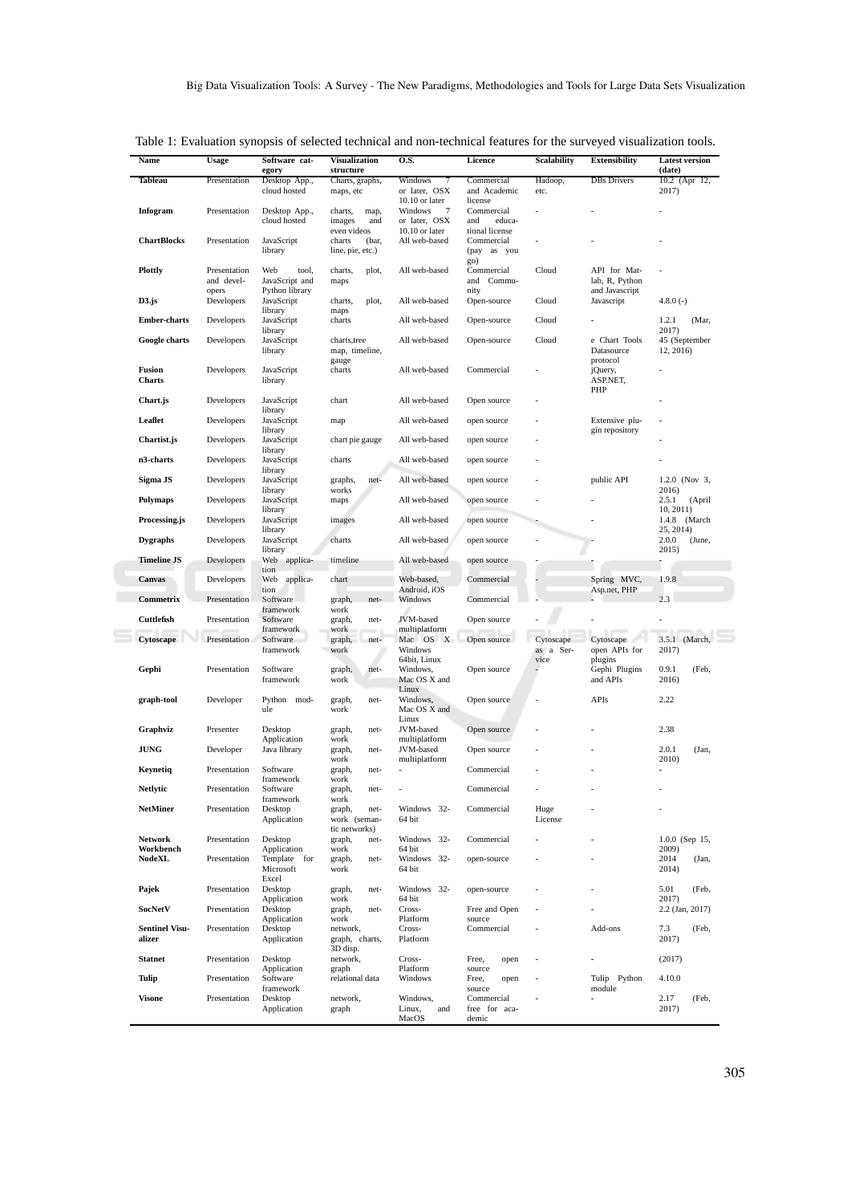Table 1: Evaluation synopsis of selected technical and non-technical features for the surveyed visualization tools.

| Name | Usage | Software category | Visualization structure | O.S. | Licence | Scalability | Extensibility | Latest version (date) |
|---|---|---|---|---|---|---|---|---|
| **Tableau** | Presentation | Desktop App., cloud hosted | Charts, graphs, maps, etc | Windows 7 or later, OSX 10.10 or later | Commercial and Academic license | Hadoop, etc. | DBs Drivers | 10.2 (Apr 12, 2017) |
| **Infogram** | Presentation | Desktop App., cloud hosted | charts, map, images and even videos | Windows 7 or later, OSX 10.10 or later | Commercial and educational license | - | - | - |
| **ChartBlocks** | Presentation | JavaScript library | charts (bar, line, pie, etc.) | All web-based | Commercial (pay as you go) | - | - | - |
| **Plottly** | Presentation and developers | Web tool, JavaScript and Python library | charts, plot, maps | All web-based | Commercial and Community | Cloud | API for Matlab, R, Python and Javascript | - |
| **D3.js** | Developers | JavaScript library | charts, plot, maps | All web-based | Open-source | Cloud | Javascript | 4.8.0 (-) |
| **Ember-charts** | Developers | JavaScript library | charts | All web-based | Open-source | Cloud | - | 1.2.1 (Mar, 2017) |
| **Google charts** | Developers | JavaScript library | charts,tree map, timeline, gauge | All web-based | Open-source | Cloud | e Chart Tools Datasource protocol | 45 (September 12, 2016) |
| **Fusion Charts** | Developers | JavaScript library | charts | All web-based | Commercial | - | jQuery, ASP.NET, PHP | - |
| **Chart.js** | Developers | JavaScript library | chart | All web-based | Open source | - | | - |
| **Leaflet** | Developers | JavaScript library | map | All web-based | open source | - | Extensive plugin repository | - |
| **Chartist.js** | Developers | JavaScript library | chart pie gauge | All web-based | open source | - | | - |
| **n3-charts** | Developers | JavaScript library | charts | All web-based | open source | - | | - |
| **Sigma JS** | Developers | JavaScript library | graphs, networks | All web-based | open source | - | public API | 1.2.0 (Nov 3, 2016) |
| **Polymaps** | Developers | JavaScript library | maps | All web-based | open source | - | - | 2.5.1 (April 10, 2011) |
| **Processing.js** | Developers | JavaScript library | images | All web-based | open source | - | - | 1.4.8 (March 25, 2014) |
| **Dygraphs** | Developers | JavaScript library | charts | All web-based | open source | - | - | 2.0.0 (June, 2015) |
| **Timeline JS** | Developers | Web application | timeline | All web-based | open source | - | - | - |
| **Canvas** | Developers | Web application | chart | Web-based, Android, iOS | Commercial | - | Spring MVC, Asp.net, PHP | 1.9.8 |
| **Commetrix** | Presentation | Software framework | graph, network | Windows | Commercial | - | - | 2.3 |
| **Cuttlefish** | Presentation | Software framework | graph, network | JVM-based multiplatform | Open source | - | - | - |
| **Cytoscape** | Presentation | Software framework | graph, network | Mac OS X Windows 64bit, Linux | Open source | Cytoscape as a Service | Cytoscape open APIs for plugins | 3.5.1 (March, 2017) |
| **Gephi** | Presentation | Software framework | graph, network | Windows, Mac OS X and Linux | Open source | - | Gephi Plugins and APIs | 0.9.1 (Feb, 2016) |
| **graph-tool** | Developer | Python module | graph, network | Windows, Mac OS X and Linux | Open source | - | APIs | 2.22 |
| **Graphviz** | Presenter | Desktop Application | graph, network | JVM-based multiplatform | Open source | - | - | 2.38 |
| **JUNG** | Developer | Java library | graph, network | JVM-based multiplatform | Open source | - | - | 2.0.1 (Jan, 2010) |
| **Keynetiq** | Presentation | Software framework | graph, network | - | Commercial | - | - | - |
| **Netlytic** | Presentation | Software framework | graph, network | - | Commercial | - | - | - |
| **NetMiner** | Presentation | Desktop Application | graph, network (semantic networks) | Windows 32-64 bit | Commercial | Huge License | - | - |
| **Network Workbench** | Presentation | Desktop Application | graph, network | Windows 32-64 bit | Commercial | - | - | 1.0.0 (Sep 15, 2009) |
| **NodeXL** | Presentation | Template for Microsoft Excel | graph, network | Windows 32-64 bit | open-source | - | - | 2014 (Jan, 2014) |
| **Pajek** | Presentation | Desktop Application | graph, network | Windows 32-64 bit | open-source | - | - | 5.01 (Feb, 2017) |
| **SocNetV** | Presentation | Desktop Application | graph, network | Cross-Platform | Free and Open source | - | - | 2.2 (Jan, 2017) |
| **Sentinel Visualizer** | Presentation | Desktop Application | network, graph, charts, 3D disp. | Cross-Platform | Commercial | - | Add-ons | 7.3 (Feb, 2017) |
| **Statnet** | Presentation | Desktop Application | network, graph | Cross-Platform | Free, open source | - | - | (2017) |
| **Tulip** | Presentation | Software framework | relational data | Windows | Free, open source | - | Tulip Python module | 4.10.0 |
| **Visone** | Presentation | Desktop Application | network, graph | Windows, Linux, and MacOS | Commercial free for academic | - | - | 2.17 (Feb, 2017) |